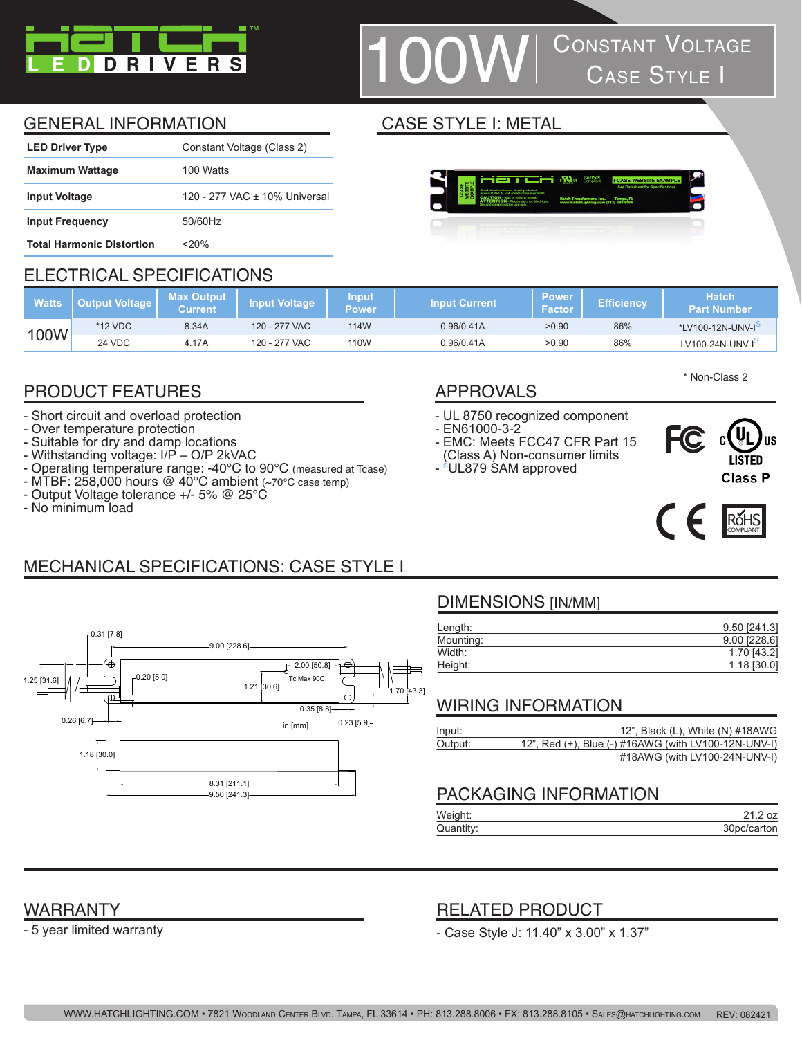# HATCH LED DRIVERS

# 100W Constant Voltage Case Style I

## GENERAL INFORMATION

| | |
|---|---|
| **LED Driver Type** | Constant Voltage (Class 2) |
| **Maximum Wattage** | 100 Watts |
| **Input Voltage** | 120 - 277 VAC ± 10% Universal |
| **Input Frequency** | 50/60Hz |
| **Total Harmonic Distortion** | <20% |

## CASE STYLE I: METAL

## ELECTRICAL SPECIFICATIONS

| Watts | Output Voltage | Max Output Current | Input Voltage | Input Power | Input Current | Power Factor | Efficiency | Hatch Part Number |
|---|---|---|---|---|---|---|---|---|
| 100W | *12 VDC | 8.34A | 120 - 277 VAC | 114W | 0.96/0.41A | >0.90 | 86% | *LV100-12N-UNV-I[S] |
| | 24 VDC | 4.17A | 120 - 277 VAC | 110W | 0.96/0.41A | >0.90 | 86% | LV100-24N-UNV-I[S] |

* Non-Class 2

## PRODUCT FEATURES

- Short circuit and overload protection
- Over temperature protection
- Suitable for dry and damp locations
- Withstanding voltage: I/P – O/P 2kVAC
- Operating temperature range: -40°C to 90°C (measured at Tcase)
- MTBF: 258,000 hours @ 40°C ambient (~70°C case temp)
- Output Voltage tolerance +/- 5% @ 25°C
- No minimum load

## APPROVALS

- UL 8750 recognized component
- EN61000-3-2
- EMC: Meets FCC47 CFR Part 15 (Class A) Non-consumer limits
- [S]UL879 SAM approved

FC, cULus LISTED Class P, CE, RoHS COMPLIANT

## MECHANICAL SPECIFICATIONS: CASE STYLE I

0.31 [7.8] · 9.00 [228.6] · 2.00 [50.8] · Tc Max 90C · 0.20 [5.0] · 1.25 [31.6] · 1.21 [30.6] · 1.70 [43.3] · 0.35 [8.8] · 0.26 [6.7] · 0.23 [5.9] · in [mm] · 1.18 [30.0] · 8.31 [211.1] · 9.50 [241.3]

### DIMENSIONS [IN/MM]

| | |
|---|---|
| Length: | 9.50 [241.3] |
| Mounting: | 9.00 [228.6] |
| Width: | 1.70 [43.2] |
| Height: | 1.18 [30.0] |

### WIRING INFORMATION

| | |
|---|---|
| Input: | 12", Black (L), White (N) #18AWG |
| Output: | 12", Red (+), Blue (-) #16AWG (with LV100-12N-UNV-I) #18AWG (with LV100-24N-UNV-I) |

### PACKAGING INFORMATION

| | |
|---|---|
| Weight: | 21.2 oz |
| Quantity: | 30pc/carton |

## WARRANTY

- 5 year limited warranty

## RELATED PRODUCT

- Case Style J: 11.40" x 3.00" x 1.37"

WWW.HATCHLIGHTING.COM • 7821 Woodland Center Blvd. Tampa, FL 33614 • PH: 813.288.8006 • FX: 813.288.8105 • Sales@hatchlighting.com REV: 082421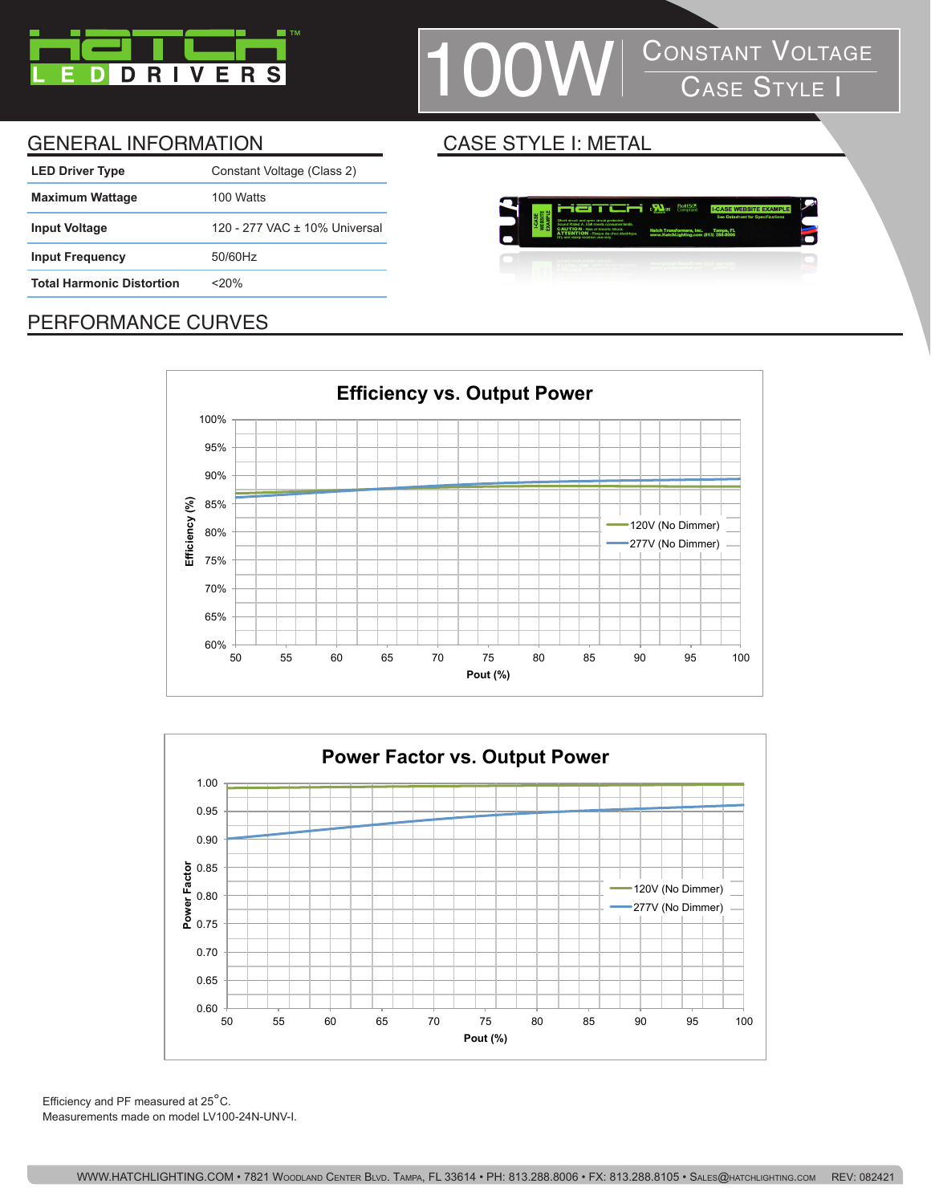# 100W Constant Voltage Case Style I

## GENERAL INFORMATION

| | |
|---|---|
| **LED Driver Type** | Constant Voltage (Class 2) |
| **Maximum Wattage** | 100 Watts |
| **Input Voltage** | 120 - 277 VAC ± 10% Universal |
| **Input Frequency** | 50/60Hz |
| **Total Harmonic Distortion** | <20% |

## CASE STYLE I: METAL

## PERFORMANCE CURVES

**Efficiency vs. Output Power**

Efficiency (%) vs. Pout (%) — 120V (No Dimmer), 277V (No Dimmer)

**Power Factor vs. Output Power**

Power Factor vs. Pout (%) — 120V (No Dimmer), 277V (No Dimmer)

Efficiency and PF measured at 25°C.
Measurements made on model LV100-24N-UNV-I.

WWW.HATCHLIGHTING.COM • 7821 Woodland Center Blvd. Tampa, FL 33614 • PH: 813.288.8006 • FX: 813.288.8105 • Sales@hatchlighting.com REV: 082421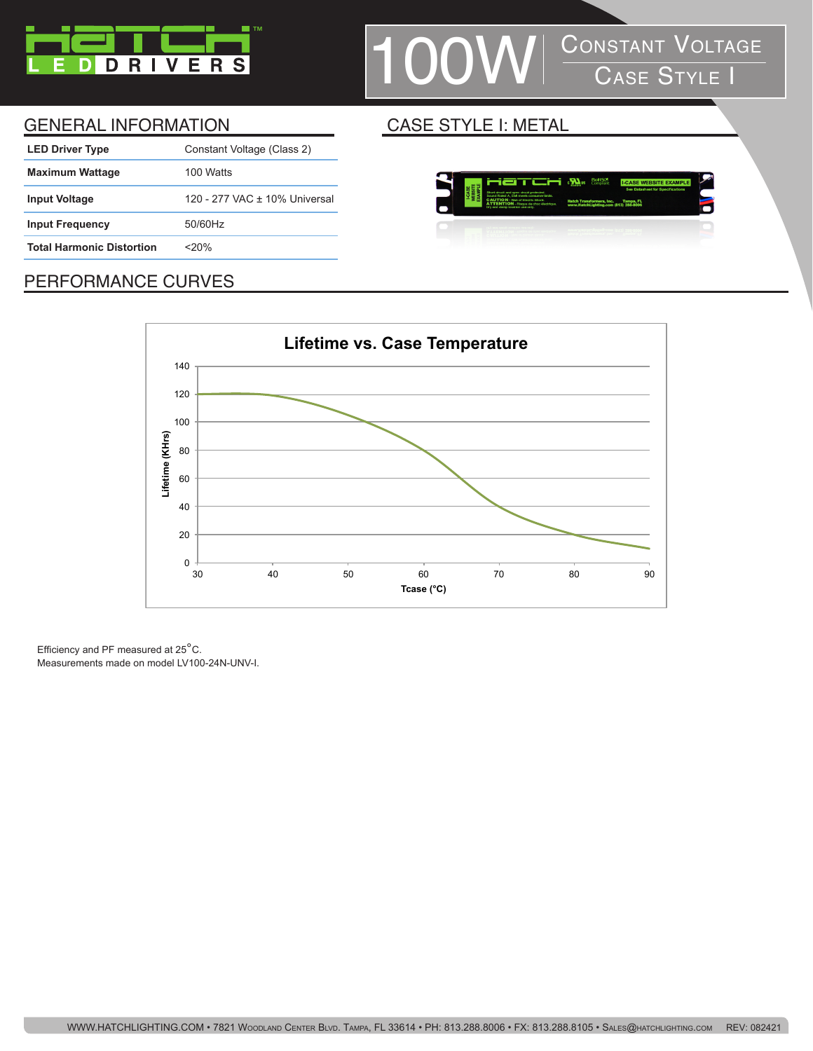HATCH LED DRIVERS

# 100W CONSTANT VOLTAGE CASE STYLE I

## GENERAL INFORMATION

| | |
|---|---|
| **LED Driver Type** | Constant Voltage (Class 2) |
| **Maximum Wattage** | 100 Watts |
| **Input Voltage** | 120 - 277 VAC ± 10% Universal |
| **Input Frequency** | 50/60Hz |
| **Total Harmonic Distortion** | <20% |

## CASE STYLE I: METAL

## PERFORMANCE CURVES

Lifetime vs. Case Temperature

Lifetime (KHrs)

140
120
100
80
60
40
20
0

30
40
50
60
70
80
90

Tcase (°C)

Efficiency and PF measured at 25°C.
Measurements made on model LV100-24N-UNV-I.

WWW.HATCHLIGHTING.COM • 7821 WOODLAND CENTER BLVD. TAMPA, FL 33614 • PH: 813.288.8006 • FX: 813.288.8105 • SALES@HATCHLIGHTING.COM REV: 082421